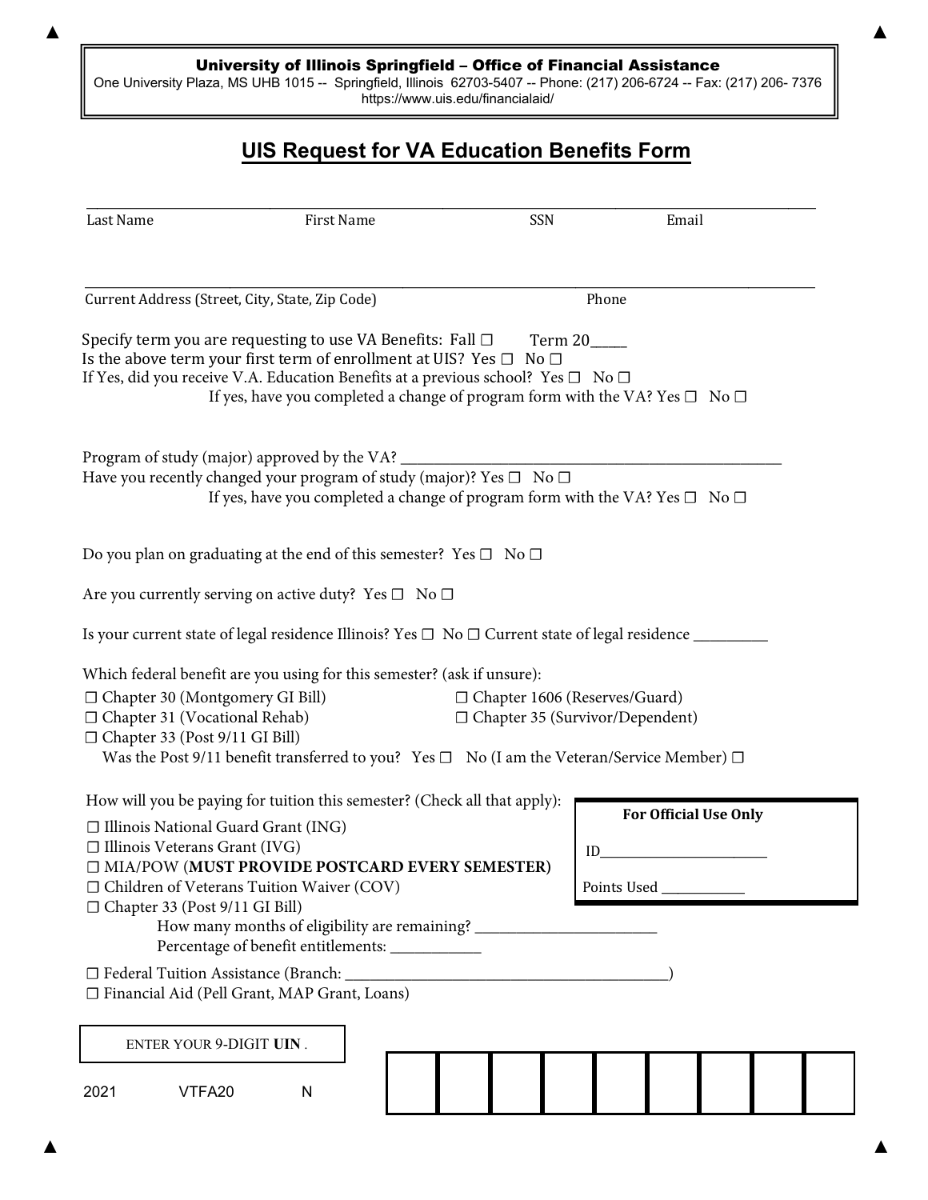**University of Illinois Springfield – Office of Financial Assistance**
One University Plaza, MS UHB 1015 -- Springfield, Illinois 62703-5407 -- Phone: (217) 206-6724 -- Fax: (217) 206- 7376
https://www.uis.edu/financialaid/

# UIS Request for VA Education Benefits Form

_______________________________________________________________________________
Last Name First Name SSN Email

_______________________________________________________________________________
Current Address (Street, City, State, Zip Code) Phone

Specify term you are requesting to use VA Benefits: Fall ☐ Term 20_____
Is the above term your first term of enrollment at UIS? Yes ☐ No ☐
If Yes, did you receive V.A. Education Benefits at a previous school? Yes ☐ No ☐
If yes, have you completed a change of program form with the VA? Yes ☐ No ☐

Program of study (major) approved by the VA? _______________________________________________
Have you recently changed your program of study (major)? Yes ☐ No ☐
If yes, have you completed a change of program form with the VA? Yes ☐ No ☐

Do you plan on graduating at the end of this semester? Yes ☐ No ☐

Are you currently serving on active duty? Yes ☐ No ☐

Is your current state of legal residence Illinois? Yes ☐ No ☐ Current state of legal residence _________

Which federal benefit are you using for this semester? (ask if unsure):

☐ Chapter 30 (Montgomery GI Bill)
☐ Chapter 31 (Vocational Rehab)
☐ Chapter 33 (Post 9/11 GI Bill)
Was the Post 9/11 benefit transferred to you? Yes ☐ No (I am the Veteran/Service Member) ☐
☐ Chapter 1606 (Reserves/Guard)
☐ Chapter 35 (Survivor/Dependent)

How will you be paying for tuition this semester? (Check all that apply):

☐ Illinois National Guard Grant (ING)
☐ Illinois Veterans Grant (IVG)
☐ MIA/POW (**MUST PROVIDE POSTCARD EVERY SEMESTER)**
☐ Children of Veterans Tuition Waiver (COV)
☐ Chapter 33 (Post 9/11 GI Bill)
How many months of eligibility are remaining? _______________________
Percentage of benefit entitlements: ___________
☐ Federal Tuition Assistance (Branch: ________________________________________)
☐ Financial Aid (Pell Grant, MAP Grant, Loans)

**For Official Use Only**

ID______________________

Points Used ___________

ENTER YOUR 9-DIGIT **UIN** .

| | | | | | | | | |
|---|---|---|---|---|---|---|---|---|
| | | | | | | | | |

2021 VTFA20 N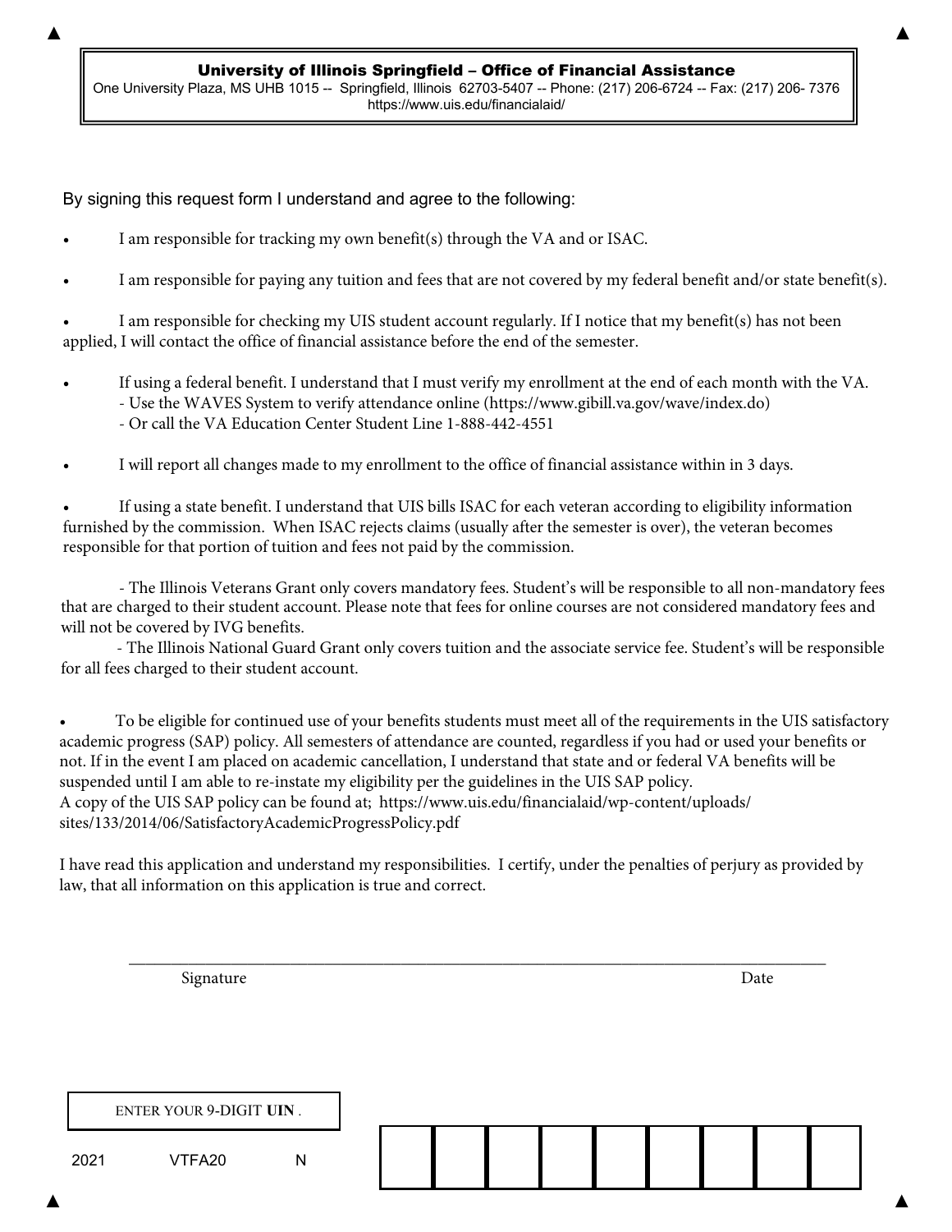**University of Illinois Springfield – Office of Financial Assistance**
One University Plaza, MS UHB 1015 -- Springfield, Illinois 62703-5407 -- Phone: (217) 206-6724 -- Fax: (217) 206- 7376
https://www.uis.edu/financialaid/

By signing this request form I understand and agree to the following:

- I am responsible for tracking my own benefit(s) through the VA and or ISAC.
- I am responsible for paying any tuition and fees that are not covered by my federal benefit and/or state benefit(s).
- I am responsible for checking my UIS student account regularly. If I notice that my benefit(s) has not been applied, I will contact the office of financial assistance before the end of the semester.
- If using a federal benefit. I understand that I must verify my enrollment at the end of each month with the VA.
  - Use the WAVES System to verify attendance online (https://www.gibill.va.gov/wave/index.do)
  - Or call the VA Education Center Student Line 1-888-442-4551
- I will report all changes made to my enrollment to the office of financial assistance within in 3 days.
- If using a state benefit. I understand that UIS bills ISAC for each veteran according to eligibility information furnished by the commission. When ISAC rejects claims (usually after the semester is over), the veteran becomes responsible for that portion of tuition and fees not paid by the commission.

  - The Illinois Veterans Grant only covers mandatory fees. Student's will be responsible to all non-mandatory fees that are charged to their student account. Please note that fees for online courses are not considered mandatory fees and will not be covered by IVG benefits.
  - The Illinois National Guard Grant only covers tuition and the associate service fee. Student's will be responsible for all fees charged to their student account.

- To be eligible for continued use of your benefits students must meet all of the requirements in the UIS satisfactory academic progress (SAP) policy. All semesters of attendance are counted, regardless if you had or used your benefits or not. If in the event I am placed on academic cancellation, I understand that state and or federal VA benefits will be suspended until I am able to re-instate my eligibility per the guidelines in the UIS SAP policy.
A copy of the UIS SAP policy can be found at; https://www.uis.edu/financialaid/wp-content/uploads/sites/133/2014/06/SatisfactoryAcademicProgressPolicy.pdf

I have read this application and understand my responsibilities. I certify, under the penalties of perjury as provided by law, that all information on this application is true and correct.

______________________________________________________________________

Signature                                                                                                   Date

ENTER YOUR 9-DIGIT **UIN** .

| | | | | | | | | |
|---|---|---|---|---|---|---|---|---|
| | | | | | | | | |

2021 VTFA20 N